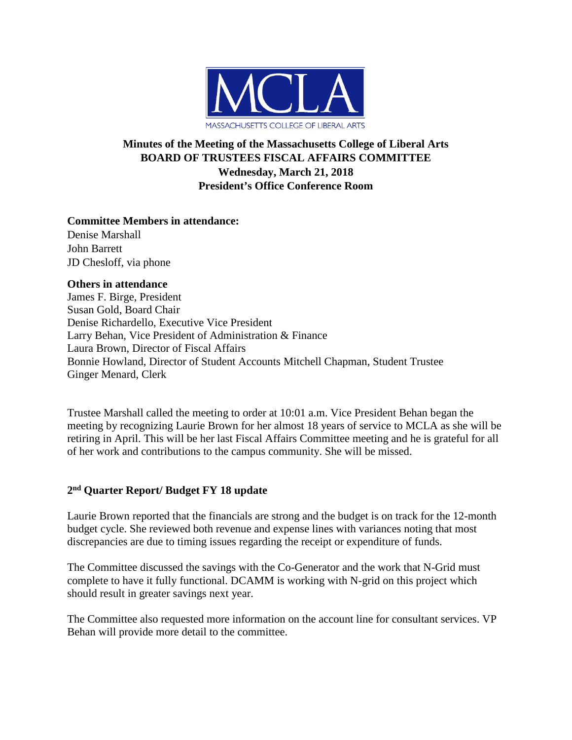MASSACHUSETTS COLLEGE OF LIBERAL ARTS

**Minutes of the Meeting of the Massachusetts College of Liberal Arts**
**BOARD OF TRUSTEES FISCAL AFFAIRS COMMITTEE**
**Wednesday, March 21, 2018**
**President's Office Conference Room**

**Committee Members in attendance:**
Denise Marshall
John Barrett
JD Chesloff, via phone

**Others in attendance**
James F. Birge, President
Susan Gold, Board Chair
Denise Richardello, Executive Vice President
Larry Behan, Vice President of Administration & Finance
Laura Brown, Director of Fiscal Affairs
Bonnie Howland, Director of Student Accounts Mitchell Chapman, Student Trustee
Ginger Menard, Clerk

Trustee Marshall called the meeting to order at 10:01 a.m. Vice President Behan began the meeting by recognizing Laurie Brown for her almost 18 years of service to MCLA as she will be retiring in April. This will be her last Fiscal Affairs Committee meeting and he is grateful for all of her work and contributions to the campus community. She will be missed.

## 2nd Quarter Report/ Budget FY 18 update

Laurie Brown reported that the financials are strong and the budget is on track for the 12-month budget cycle. She reviewed both revenue and expense lines with variances noting that most discrepancies are due to timing issues regarding the receipt or expenditure of funds.

The Committee discussed the savings with the Co-Generator and the work that N-Grid must complete to have it fully functional. DCAMM is working with N-grid on this project which should result in greater savings next year.

The Committee also requested more information on the account line for consultant services. VP Behan will provide more detail to the committee.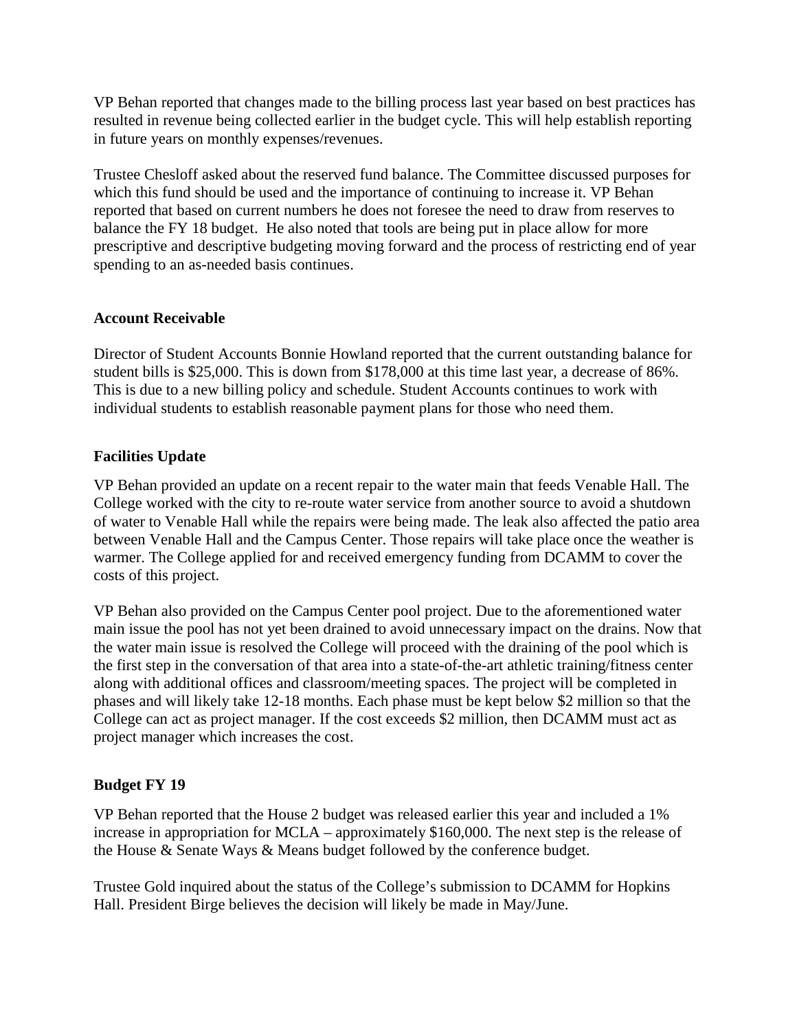VP Behan reported that changes made to the billing process last year based on best practices has resulted in revenue being collected earlier in the budget cycle. This will help establish reporting in future years on monthly expenses/revenues.

Trustee Chesloff asked about the reserved fund balance. The Committee discussed purposes for which this fund should be used and the importance of continuing to increase it. VP Behan reported that based on current numbers he does not foresee the need to draw from reserves to balance the FY 18 budget. He also noted that tools are being put in place allow for more prescriptive and descriptive budgeting moving forward and the process of restricting end of year spending to an as-needed basis continues.

**Account Receivable**

Director of Student Accounts Bonnie Howland reported that the current outstanding balance for student bills is $25,000. This is down from $178,000 at this time last year, a decrease of 86%. This is due to a new billing policy and schedule. Student Accounts continues to work with individual students to establish reasonable payment plans for those who need them.

**Facilities Update**

VP Behan provided an update on a recent repair to the water main that feeds Venable Hall. The College worked with the city to re-route water service from another source to avoid a shutdown of water to Venable Hall while the repairs were being made. The leak also affected the patio area between Venable Hall and the Campus Center. Those repairs will take place once the weather is warmer. The College applied for and received emergency funding from DCAMM to cover the costs of this project.

VP Behan also provided on the Campus Center pool project. Due to the aforementioned water main issue the pool has not yet been drained to avoid unnecessary impact on the drains. Now that the water main issue is resolved the College will proceed with the draining of the pool which is the first step in the conversation of that area into a state-of-the-art athletic training/fitness center along with additional offices and classroom/meeting spaces. The project will be completed in phases and will likely take 12-18 months. Each phase must be kept below $2 million so that the College can act as project manager. If the cost exceeds $2 million, then DCAMM must act as project manager which increases the cost.

**Budget FY 19**

VP Behan reported that the House 2 budget was released earlier this year and included a 1% increase in appropriation for MCLA – approximately $160,000. The next step is the release of the House & Senate Ways & Means budget followed by the conference budget.

Trustee Gold inquired about the status of the College's submission to DCAMM for Hopkins Hall. President Birge believes the decision will likely be made in May/June.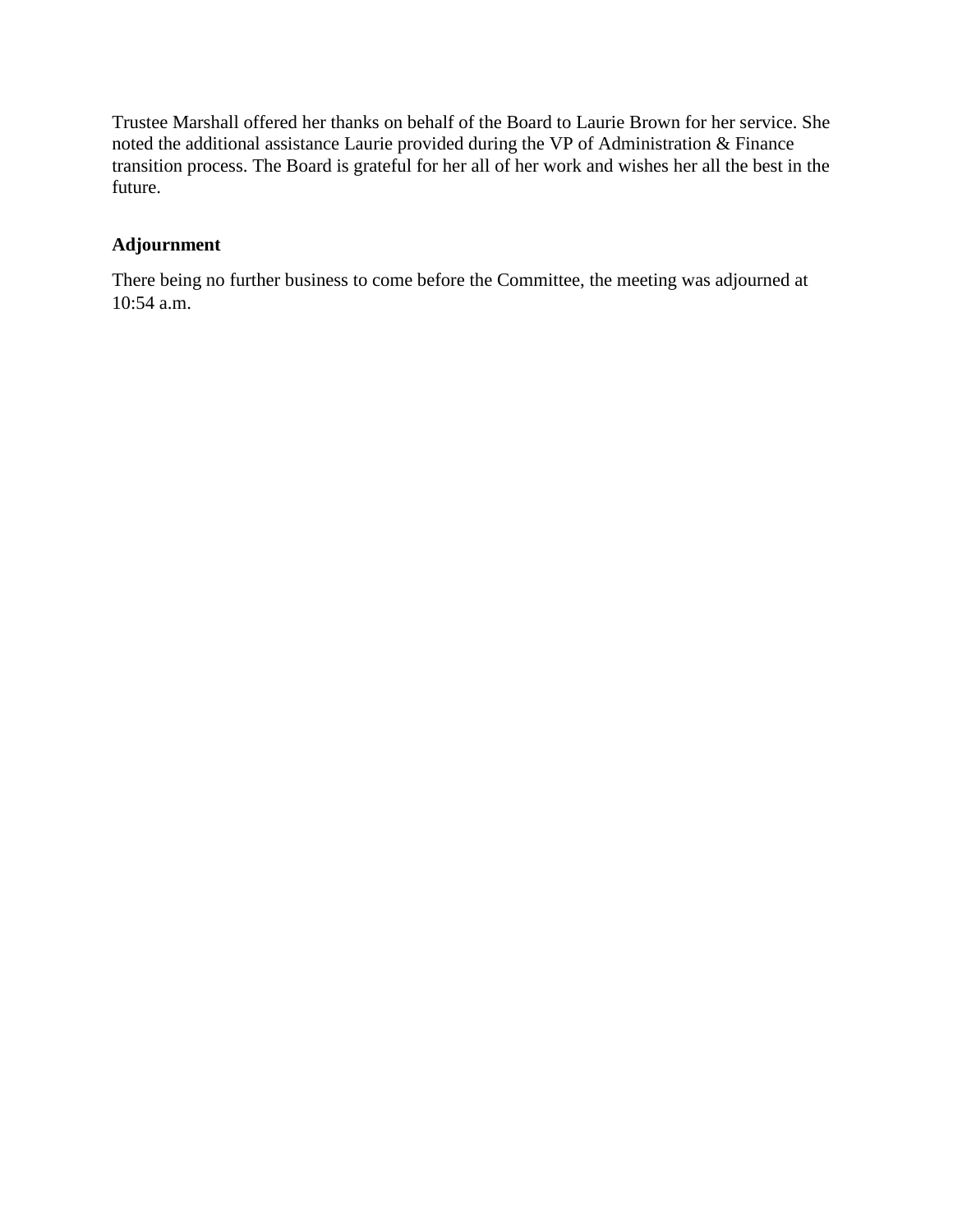Trustee Marshall offered her thanks on behalf of the Board to Laurie Brown for her service. She noted the additional assistance Laurie provided during the VP of Administration & Finance transition process. The Board is grateful for her all of her work and wishes her all the best in the future.

## Adjournment

There being no further business to come before the Committee, the meeting was adjourned at 10:54 a.m.